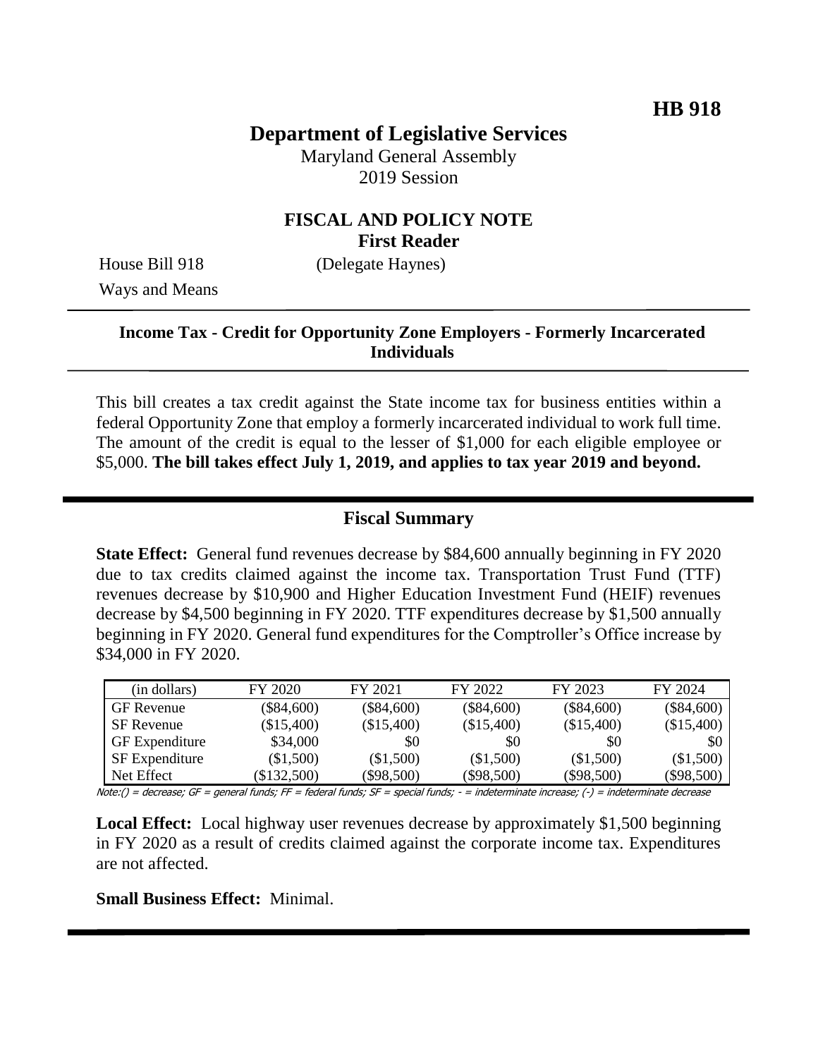**HB 918**

# Department of Legislative Services

Maryland General Assembly
2019 Session

## FISCAL AND POLICY NOTE
**First Reader**

House Bill 918 (Delegate Haynes)
Ways and Means

---

**Income Tax - Credit for Opportunity Zone Employers - Formerly Incarcerated Individuals**

---

This bill creates a tax credit against the State income tax for business entities within a federal Opportunity Zone that employ a formerly incarcerated individual to work full time. The amount of the credit is equal to the lesser of $1,000 for each eligible employee or $5,000. **The bill takes effect July 1, 2019, and applies to tax year 2019 and beyond.**

---

## Fiscal Summary

**State Effect:** General fund revenues decrease by $84,600 annually beginning in FY 2020 due to tax credits claimed against the income tax. Transportation Trust Fund (TTF) revenues decrease by $10,900 and Higher Education Investment Fund (HEIF) revenues decrease by $4,500 beginning in FY 2020. TTF expenditures decrease by $1,500 annually beginning in FY 2020. General fund expenditures for the Comptroller's Office increase by $34,000 in FY 2020.

| (in dollars) | FY 2020 | FY 2021 | FY 2022 | FY 2023 | FY 2024 |
|---|---|---|---|---|---|
| GF Revenue | ($84,600) | ($84,600) | ($84,600) | ($84,600) | ($84,600) |
| SF Revenue | ($15,400) | ($15,400) | ($15,400) | ($15,400) | ($15,400) |
| GF Expenditure | $34,000 | $0 | $0 | $0 | $0 |
| SF Expenditure | ($1,500) | ($1,500) | ($1,500) | ($1,500) | ($1,500) |
| Net Effect | ($132,500) | ($98,500) | ($98,500) | ($98,500) | ($98,500) |

Note:() = decrease; GF = general funds; FF = federal funds; SF = special funds; - = indeterminate increase; (-) = indeterminate decrease

**Local Effect:** Local highway user revenues decrease by approximately $1,500 beginning in FY 2020 as a result of credits claimed against the corporate income tax. Expenditures are not affected.

**Small Business Effect:** Minimal.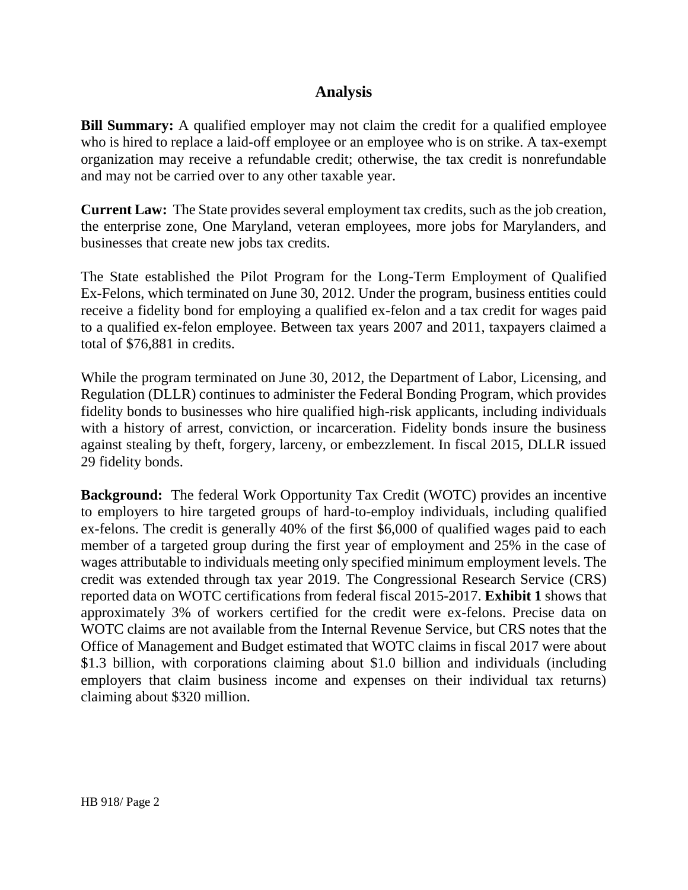## Analysis

**Bill Summary:** A qualified employer may not claim the credit for a qualified employee who is hired to replace a laid-off employee or an employee who is on strike. A tax-exempt organization may receive a refundable credit; otherwise, the tax credit is nonrefundable and may not be carried over to any other taxable year.

**Current Law:** The State provides several employment tax credits, such as the job creation, the enterprise zone, One Maryland, veteran employees, more jobs for Marylanders, and businesses that create new jobs tax credits.

The State established the Pilot Program for the Long-Term Employment of Qualified Ex-Felons, which terminated on June 30, 2012. Under the program, business entities could receive a fidelity bond for employing a qualified ex-felon and a tax credit for wages paid to a qualified ex-felon employee. Between tax years 2007 and 2011, taxpayers claimed a total of $76,881 in credits.

While the program terminated on June 30, 2012, the Department of Labor, Licensing, and Regulation (DLLR) continues to administer the Federal Bonding Program, which provides fidelity bonds to businesses who hire qualified high-risk applicants, including individuals with a history of arrest, conviction, or incarceration. Fidelity bonds insure the business against stealing by theft, forgery, larceny, or embezzlement. In fiscal 2015, DLLR issued 29 fidelity bonds.

**Background:** The federal Work Opportunity Tax Credit (WOTC) provides an incentive to employers to hire targeted groups of hard-to-employ individuals, including qualified ex-felons. The credit is generally 40% of the first $6,000 of qualified wages paid to each member of a targeted group during the first year of employment and 25% in the case of wages attributable to individuals meeting only specified minimum employment levels. The credit was extended through tax year 2019. The Congressional Research Service (CRS) reported data on WOTC certifications from federal fiscal 2015-2017. **Exhibit 1** shows that approximately 3% of workers certified for the credit were ex-felons. Precise data on WOTC claims are not available from the Internal Revenue Service, but CRS notes that the Office of Management and Budget estimated that WOTC claims in fiscal 2017 were about $1.3 billion, with corporations claiming about $1.0 billion and individuals (including employers that claim business income and expenses on their individual tax returns) claiming about $320 million.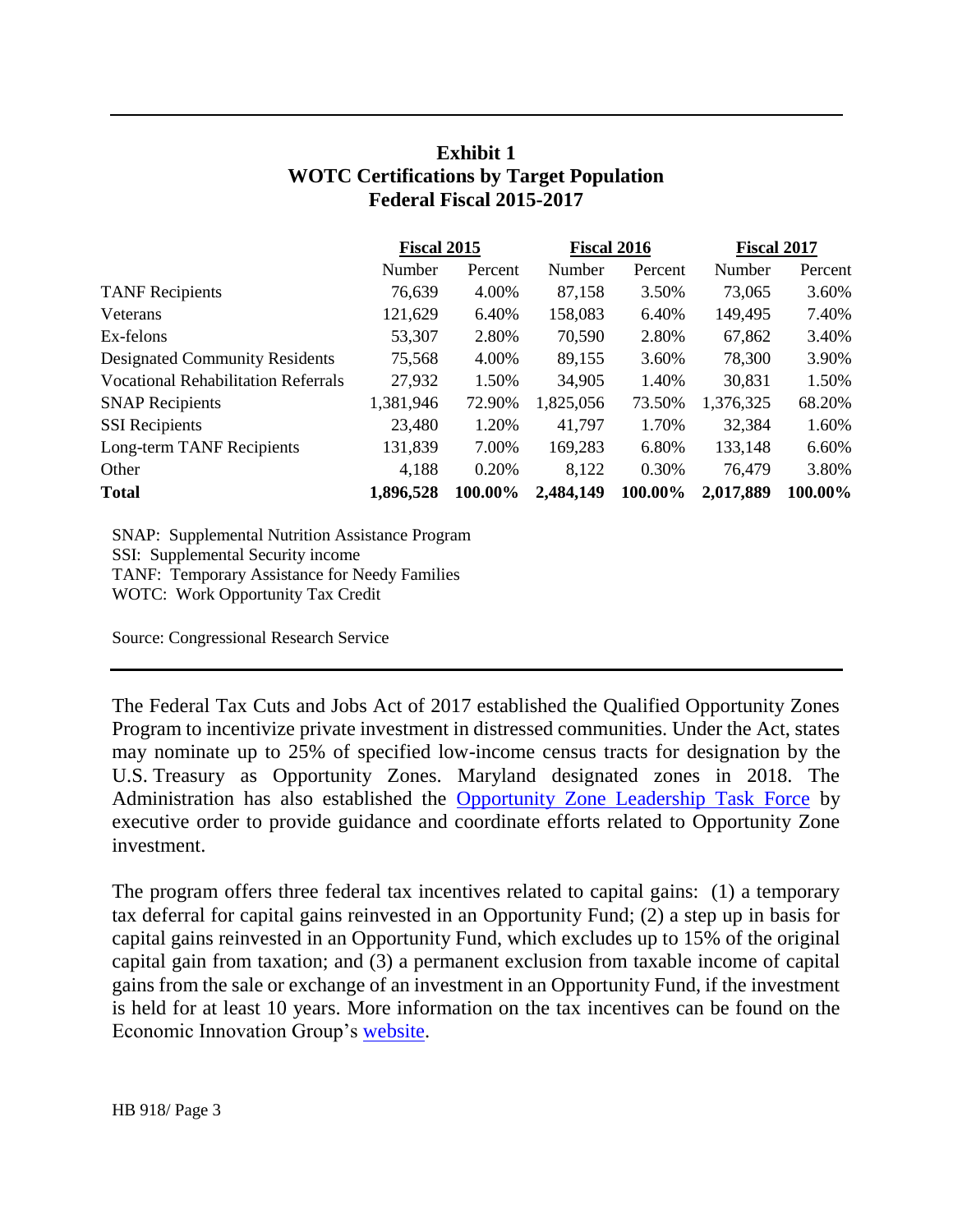**Exhibit 1**
**WOTC Certifications by Target Population**
**Federal Fiscal 2015-2017**

| | Fiscal 2015 | | Fiscal 2016 | | Fiscal 2017 | |
|---|---|---|---|---|---|---|
| | Number | Percent | Number | Percent | Number | Percent |
| TANF Recipients | 76,639 | 4.00% | 87,158 | 3.50% | 73,065 | 3.60% |
| Veterans | 121,629 | 6.40% | 158,083 | 6.40% | 149,495 | 7.40% |
| Ex-felons | 53,307 | 2.80% | 70,590 | 2.80% | 67,862 | 3.40% |
| Designated Community Residents | 75,568 | 4.00% | 89,155 | 3.60% | 78,300 | 3.90% |
| Vocational Rehabilitation Referrals | 27,932 | 1.50% | 34,905 | 1.40% | 30,831 | 1.50% |
| SNAP Recipients | 1,381,946 | 72.90% | 1,825,056 | 73.50% | 1,376,325 | 68.20% |
| SSI Recipients | 23,480 | 1.20% | 41,797 | 1.70% | 32,384 | 1.60% |
| Long-term TANF Recipients | 131,839 | 7.00% | 169,283 | 6.80% | 133,148 | 6.60% |
| Other | 4,188 | 0.20% | 8,122 | 0.30% | 76,479 | 3.80% |
| **Total** | **1,896,528** | **100.00%** | **2,484,149** | **100.00%** | **2,017,889** | **100.00%** |

SNAP: Supplemental Nutrition Assistance Program
SSI: Supplemental Security income
TANF: Temporary Assistance for Needy Families
WOTC: Work Opportunity Tax Credit

Source: Congressional Research Service

The Federal Tax Cuts and Jobs Act of 2017 established the Qualified Opportunity Zones Program to incentivize private investment in distressed communities. Under the Act, states may nominate up to 25% of specified low-income census tracts for designation by the U.S. Treasury as Opportunity Zones. Maryland designated zones in 2018. The Administration has also established the Opportunity Zone Leadership Task Force by executive order to provide guidance and coordinate efforts related to Opportunity Zone investment.

The program offers three federal tax incentives related to capital gains: (1) a temporary tax deferral for capital gains reinvested in an Opportunity Fund; (2) a step up in basis for capital gains reinvested in an Opportunity Fund, which excludes up to 15% of the original capital gain from taxation; and (3) a permanent exclusion from taxable income of capital gains from the sale or exchange of an investment in an Opportunity Fund, if the investment is held for at least 10 years. More information on the tax incentives can be found on the Economic Innovation Group's website.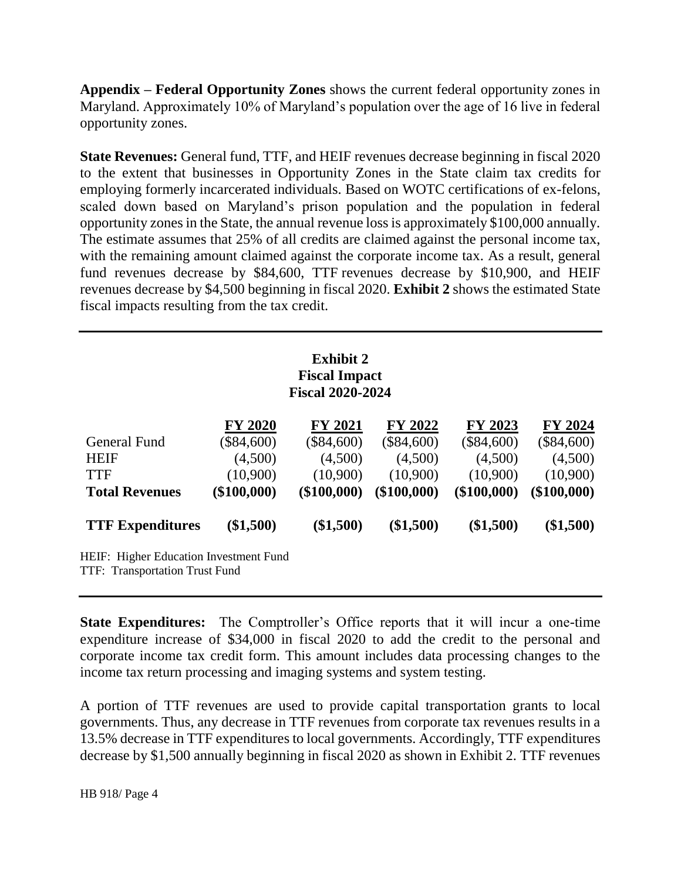**Appendix – Federal Opportunity Zones** shows the current federal opportunity zones in Maryland. Approximately 10% of Maryland's population over the age of 16 live in federal opportunity zones.

**State Revenues:** General fund, TTF, and HEIF revenues decrease beginning in fiscal 2020 to the extent that businesses in Opportunity Zones in the State claim tax credits for employing formerly incarcerated individuals. Based on WOTC certifications of ex-felons, scaled down based on Maryland's prison population and the population in federal opportunity zones in the State, the annual revenue loss is approximately $100,000 annually. The estimate assumes that 25% of all credits are claimed against the personal income tax, with the remaining amount claimed against the corporate income tax. As a result, general fund revenues decrease by $84,600, TTF revenues decrease by $10,900, and HEIF revenues decrease by $4,500 beginning in fiscal 2020. **Exhibit 2** shows the estimated State fiscal impacts resulting from the tax credit.

**Exhibit 2**
**Fiscal Impact**
**Fiscal 2020-2024**

| | FY 2020 | FY 2021 | FY 2022 | FY 2023 | FY 2024 |
|---|---|---|---|---|---|
| General Fund | ($84,600) | ($84,600) | ($84,600) | ($84,600) | ($84,600) |
| HEIF | (4,500) | (4,500) | (4,500) | (4,500) | (4,500) |
| TTF | (10,900) | (10,900) | (10,900) | (10,900) | (10,900) |
| **Total Revenues** | **($100,000)** | **($100,000)** | **($100,000)** | **($100,000)** | **($100,000)** |
| **TTF Expenditures** | **($1,500)** | **($1,500)** | **($1,500)** | **($1,500)** | **($1,500)** |

HEIF: Higher Education Investment Fund
TTF: Transportation Trust Fund

**State Expenditures:** The Comptroller's Office reports that it will incur a one-time expenditure increase of $34,000 in fiscal 2020 to add the credit to the personal and corporate income tax credit form. This amount includes data processing changes to the income tax return processing and imaging systems and system testing.

A portion of TTF revenues are used to provide capital transportation grants to local governments. Thus, any decrease in TTF revenues from corporate tax revenues results in a 13.5% decrease in TTF expenditures to local governments. Accordingly, TTF expenditures decrease by $1,500 annually beginning in fiscal 2020 as shown in Exhibit 2. TTF revenues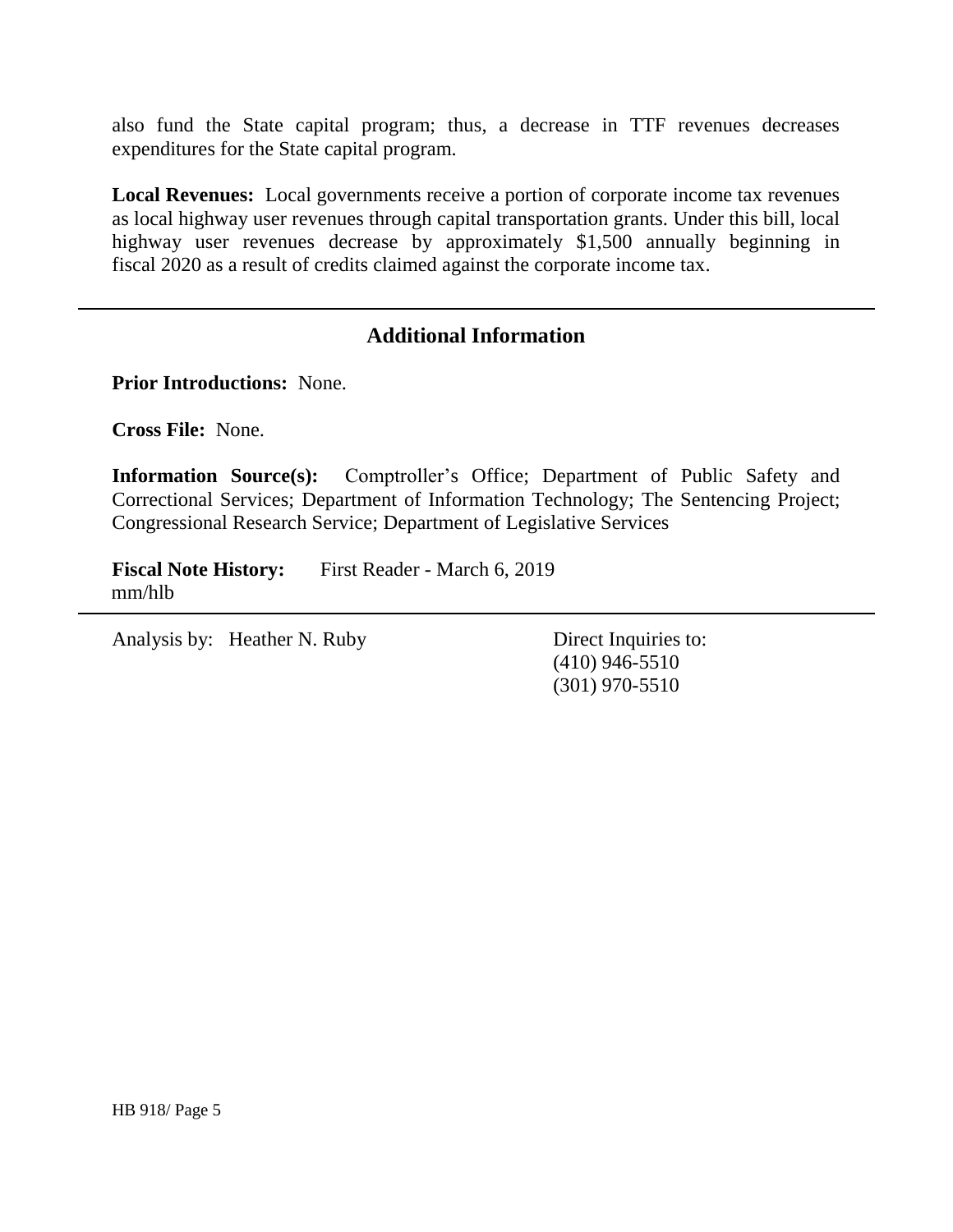also fund the State capital program; thus, a decrease in TTF revenues decreases expenditures for the State capital program.

**Local Revenues:** Local governments receive a portion of corporate income tax revenues as local highway user revenues through capital transportation grants. Under this bill, local highway user revenues decrease by approximately $1,500 annually beginning in fiscal 2020 as a result of credits claimed against the corporate income tax.

---

## Additional Information

**Prior Introductions:** None.

**Cross File:** None.

**Information Source(s):** Comptroller's Office; Department of Public Safety and Correctional Services; Department of Information Technology; The Sentencing Project; Congressional Research Service; Department of Legislative Services

**Fiscal Note History:** First Reader - March 6, 2019
mm/hlb

---

Analysis by: Heather N. Ruby

Direct Inquiries to:
(410) 946-5510
(301) 970-5510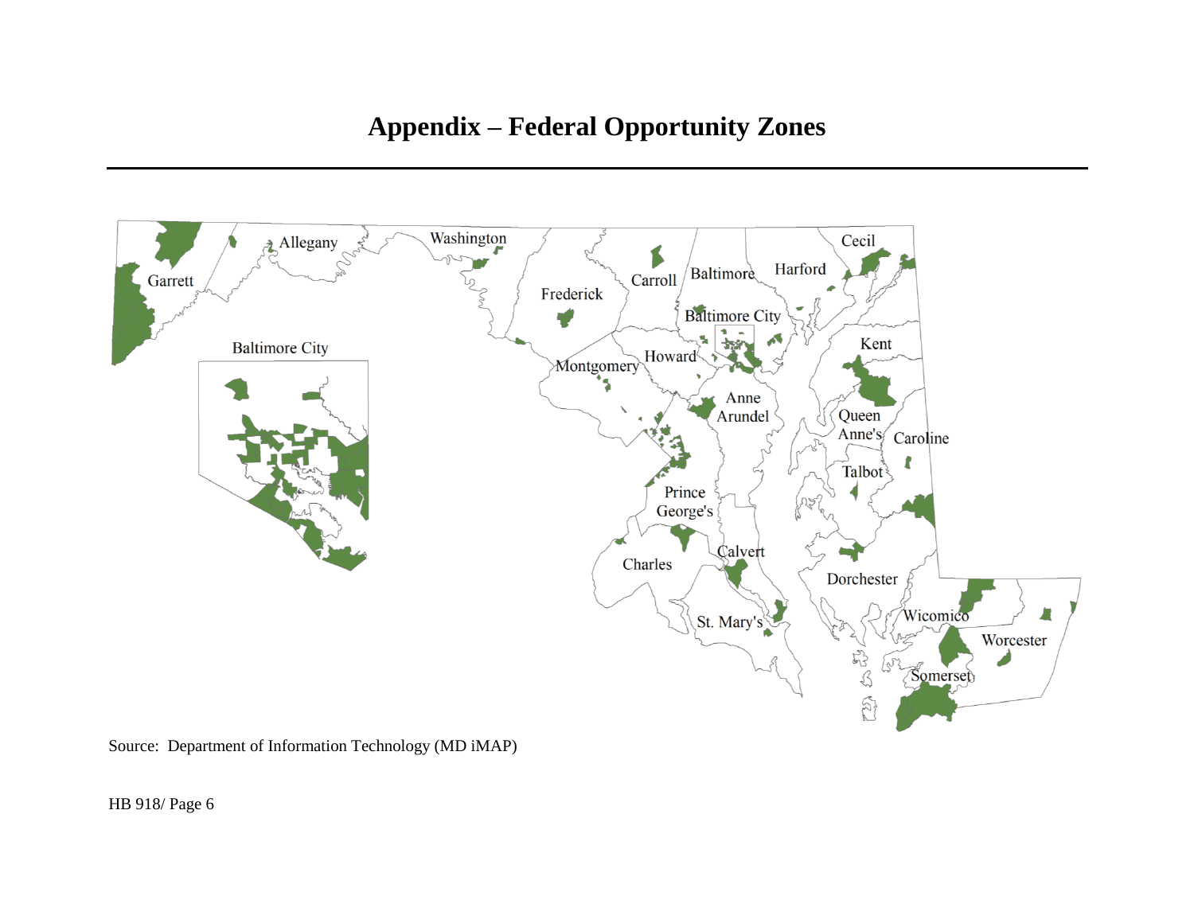# Appendix – Federal Opportunity Zones

Garrett
Allegany
Washington
Frederick
Carroll
Baltimore
Harford
Cecil
Baltimore City
Kent
Howard
Montgomery
Anne Arundel
Queen Anne's
Caroline
Talbot
Prince George's
Calvert
Charles
Dorchester
St. Mary's
Wicomico
Worcester
Somerset
Baltimore City

Source: Department of Information Technology (MD iMAP)